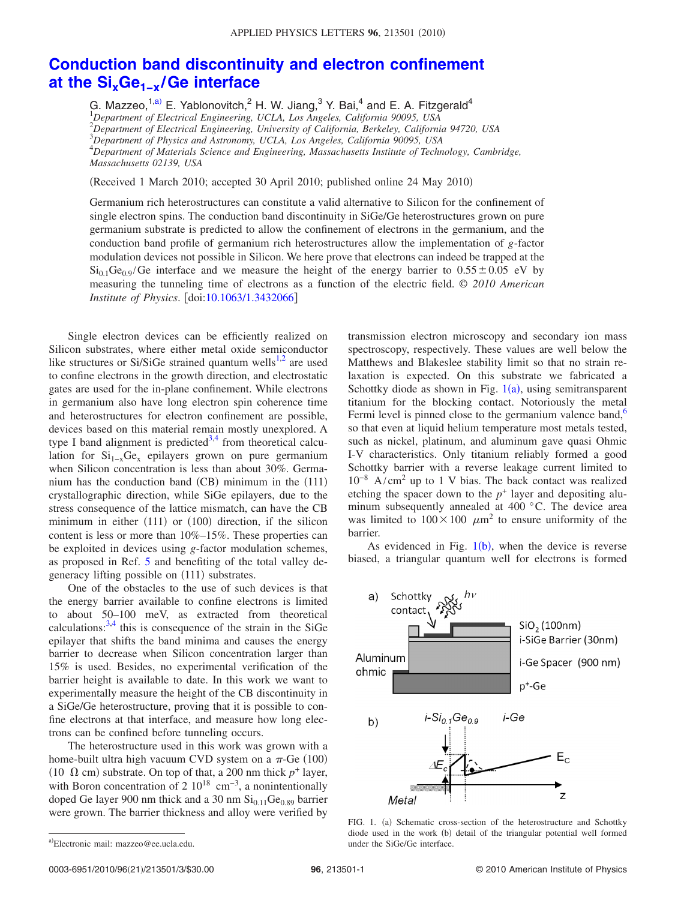# Conduction band discontinuity and electron confinement at the $Si_xGe_{1-x}$/Ge interface

G. Mazzeo,[1,a)] E. Yablonovitch,[2] H. W. Jiang,[3] Y. Bai,[4] and E. A. Fitzgerald[4]

[1]*Department of Electrical Engineering, UCLA, Los Angeles, California 90095, USA*
[2]*Department of Electrical Engineering, University of California, Berkeley, California 94720, USA*
[3]*Department of Physics and Astronomy, UCLA, Los Angeles, California 90095, USA*
[4]*Department of Materials Science and Engineering, Massachusetts Institute of Technology, Cambridge, Massachusetts 02139, USA*

(Received 1 March 2010; accepted 30 April 2010; published online 24 May 2010)

Germanium rich heterostructures can constitute a valid alternative to Silicon for the confinement of single electron spins. The conduction band discontinuity in SiGe/Ge heterostructures grown on pure germanium substrate is predicted to allow the confinement of electrons in the germanium, and the conduction band profile of germanium rich heterostructures allow the implementation of *g*-factor modulation devices not possible in Silicon. We here prove that electrons can indeed be trapped at the $Si_{0.1}Ge_{0.9}$/Ge interface and we measure the height of the energy barrier to $0.55 \pm 0.05$ eV by measuring the tunneling time of electrons as a function of the electric field. © *2010 American Institute of Physics*. [doi:10.1063/1.3432066]

Single electron devices can be efficiently realized on Silicon substrates, where either metal oxide semiconductor like structures or Si/SiGe strained quantum wells[1,2] are used to confine electrons in the growth direction, and electrostatic gates are used for the in-plane confinement. While electrons in germanium also have long electron spin coherence time and heterostructures for electron confinement are possible, devices based on this material remain mostly unexplored. A type I band alignment is predicted[3,4] from theoretical calculation for $Si_{1-x}Ge_x$ epilayers grown on pure germanium when Silicon concentration is less than about 30%. Germanium has the conduction band (CB) minimum in the (111) crystallographic direction, while SiGe epilayers, due to the stress consequence of the lattice mismatch, can have the CB minimum in either (111) or (100) direction, if the silicon content is less or more than 10%–15%. These properties can be exploited in devices using *g*-factor modulation schemes, as proposed in Ref. 5 and benefiting of the total valley degeneracy lifting possible on (111) substrates.

One of the obstacles to the use of such devices is that the energy barrier available to confine electrons is limited to about 50–100 meV, as extracted from theoretical calculations:[3,4] this is consequence of the strain in the SiGe epilayer that shifts the band minima and causes the energy barrier to decrease when Silicon concentration larger than 15% is used. Besides, no experimental verification of the barrier height is available to date. In this work we want to experimentally measure the height of the CB discontinuity in a SiGe/Ge heterostructure, proving that it is possible to confine electrons at that interface, and measure how long electrons can be confined before tunneling occurs.

The heterostructure used in this work was grown with a home-built ultra high vacuum CVD system on a $\pi$-Ge (100) (10 $\Omega$ cm) substrate. On top of that, a 200 nm thick $p^+$ layer, with Boron concentration of $2\ 10^{18}\ \mathrm{cm}^{-3}$, a nonintentionally doped Ge layer 900 nm thick and a 30 nm $Si_{0.11}Ge_{0.89}$ barrier were grown. The barrier thickness and alloy were verified by transmission electron microscopy and secondary ion mass spectroscopy, respectively. These values are well below the Matthews and Blakeslee stability limit so that no strain relaxation is expected. On this substrate we fabricated a Schottky diode as shown in Fig. 1(a), using semitransparent titanium for the blocking contact. Notoriously the metal Fermi level is pinned close to the germanium valence band,[6] so that even at liquid helium temperature most metals tested, such as nickel, platinum, and aluminum gave quasi Ohmic I-V characteristics. Only titanium reliably formed a good Schottky barrier with a reverse leakage current limited to $10^{-8}\ \mathrm{A/cm}^2$ up to 1 V bias. The back contact was realized etching the spacer down to the $p^+$ layer and depositing aluminum subsequently annealed at 400 °C. The device area was limited to $100 \times 100\ \mu\mathrm{m}^2$ to ensure uniformity of the barrier.

As evidenced in Fig. 1(b), when the device is reverse biased, a triangular quantum well for electrons is formed

FIG. 1. (a) Schematic cross-section of the heterostructure and Schottky diode used in the work (b) detail of the triangular potential well formed under the SiGe/Ge interface.

---
[a)]Electronic mail: mazzeo@ee.ucla.edu.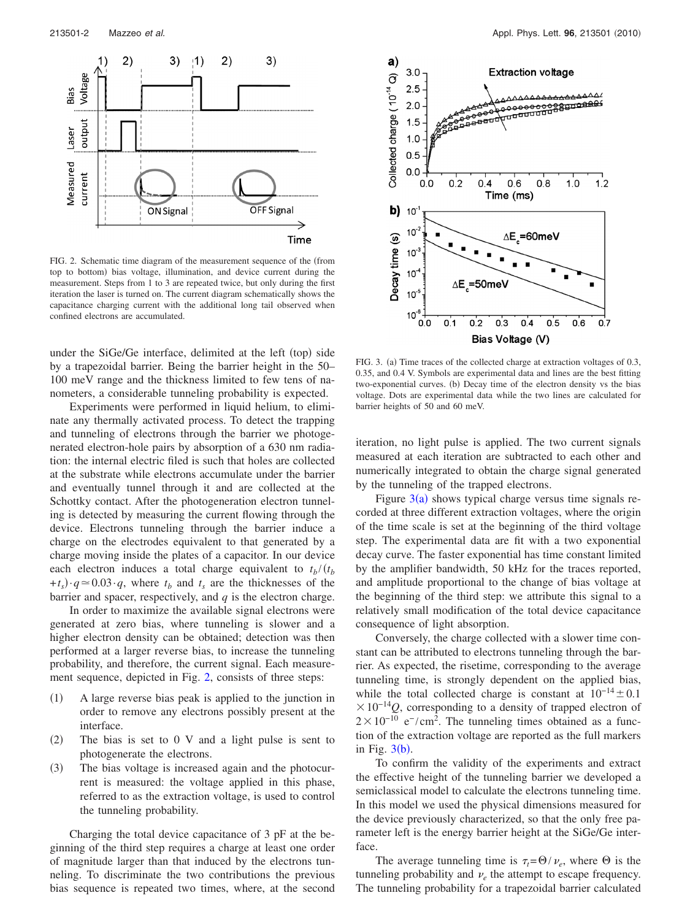FIG. 2. Schematic time diagram of the measurement sequence of the (from top to bottom) bias voltage, illumination, and device current during the measurement. Steps from 1 to 3 are repeated twice, but only during the first iteration the laser is turned on. The current diagram schematically shows the capacitance charging current with the additional long tail observed when confined electrons are accumulated.

under the SiGe/Ge interface, delimited at the left (top) side by a trapezoidal barrier. Being the barrier height in the 50–100 meV range and the thickness limited to few tens of nanometers, a considerable tunneling probability is expected.

Experiments were performed in liquid helium, to eliminate any thermally activated process. To detect the trapping and tunneling of electrons through the barrier we photogenerated electron-hole pairs by absorption of a 630 nm radiation: the internal electric filed is such that holes are collected at the substrate while electrons accumulate under the barrier and eventually tunnel through it and are collected at the Schottky contact. After the photogeneration electron tunneling is detected by measuring the current flowing through the device. Electrons tunneling through the barrier induce a charge on the electrodes equivalent to that generated by a charge moving inside the plates of a capacitor. In our device each electron induces a total charge equivalent to $t_b/(t_b+t_s)\cdot q \simeq 0.03\cdot q$, where $t_b$ and $t_s$ are the thicknesses of the barrier and spacer, respectively, and $q$ is the electron charge.

In order to maximize the available signal electrons were generated at zero bias, where tunneling is slower and a higher electron density can be obtained; detection was then performed at a larger reverse bias, to increase the tunneling probability, and therefore, the current signal. Each measurement sequence, depicted in Fig. 2, consists of three steps:

(1) A large reverse bias peak is applied to the junction in order to remove any electrons possibly present at the interface.
(2) The bias is set to 0 V and a light pulse is sent to photogenerate the electrons.
(3) The bias voltage is increased again and the photocurrent is measured: the voltage applied in this phase, referred to as the extraction voltage, is used to control the tunneling probability.

Charging the total device capacitance of 3 pF at the beginning of the third step requires a charge at least one order of magnitude larger than that induced by the electrons tunneling. To discriminate the two contributions the previous bias sequence is repeated two times, where, at the second iteration, no light pulse is applied. The two current signals measured at each iteration are subtracted to each other and numerically integrated to obtain the charge signal generated by the tunneling of the trapped electrons.

FIG. 3. (a) Time traces of the collected charge at extraction voltages of 0.3, 0.35, and 0.4 V. Symbols are experimental data and lines are the best fitting two-exponential curves. (b) Decay time of the electron density vs the bias voltage. Dots are experimental data while the two lines are calculated for barrier heights of 50 and 60 meV.

Figure 3(a) shows typical charge versus time signals recorded at three different extraction voltages, where the origin of the time scale is set at the beginning of the third voltage step. The experimental data are fit with a two exponential decay curve. The faster exponential has time constant limited by the amplifier bandwidth, 50 kHz for the traces reported, and amplitude proportional to the change of bias voltage at the beginning of the third step: we attribute this signal to a relatively small modification of the total device capacitance consequence of light absorption.

Conversely, the charge collected with a slower time constant can be attributed to electrons tunneling through the barrier. As expected, the risetime, corresponding to the average tunneling time, is strongly dependent on the applied bias, while the total collected charge is constant at $10^{-14}\pm 0.1\times 10^{-14}Q$, corresponding to a density of trapped electron of $2\times 10^{-10}$ e$^-$/cm$^2$. The tunneling times obtained as a function of the extraction voltage are reported as the full markers in Fig. 3(b).

To confirm the validity of the experiments and extract the effective height of the tunneling barrier we developed a semiclassical model to calculate the electrons tunneling time. In this model we used the physical dimensions measured for the device previously characterized, so that the only free parameter left is the energy barrier height at the SiGe/Ge interface.

The average tunneling time is $\tau_t=\Theta/\nu_e$, where $\Theta$ is the tunneling probability and $\nu_e$ the attempt to escape frequency. The tunneling probability for a trapezoidal barrier calculated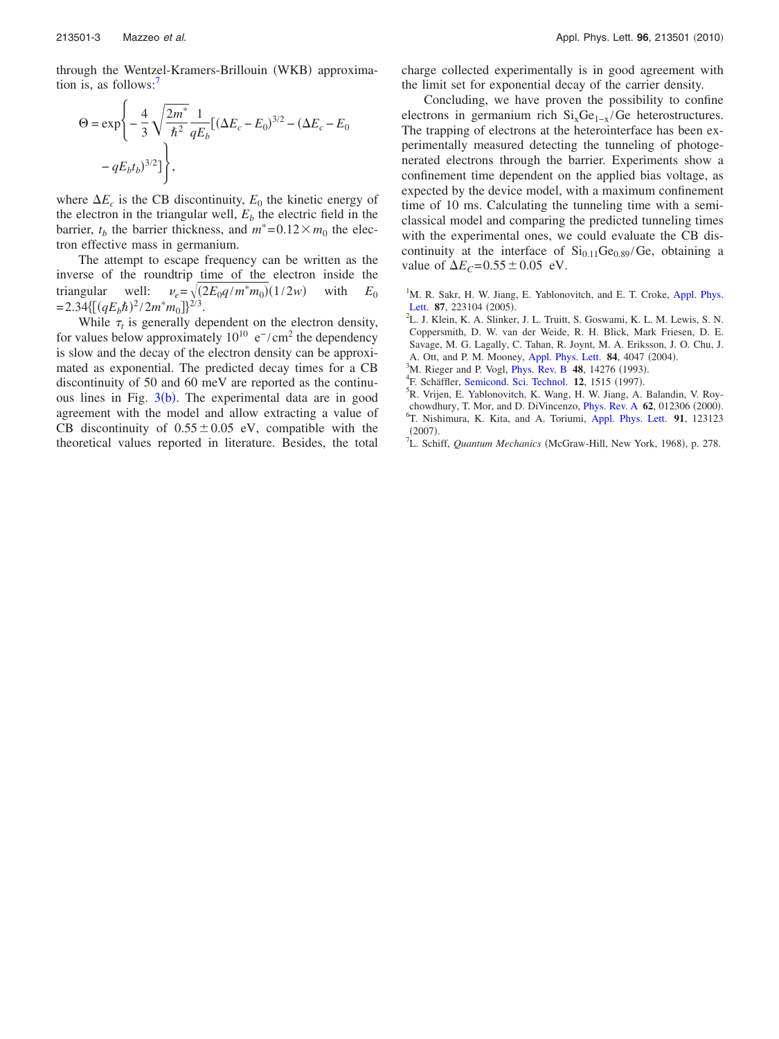through the Wentzel-Kramers-Brillouin (WKB) approximation is, as follows:[7]

$$\Theta = \exp\left\{-\frac{4}{3}\sqrt{\frac{2m^*}{\hbar^2}}\frac{1}{qE_b}\left[(\Delta E_c - E_0)^{3/2} - (\Delta E_c - E_0 - qE_b t_b)^{3/2}\right]\right\},$$

where $\Delta E_c$ is the CB discontinuity, $E_0$ the kinetic energy of the electron in the triangular well, $E_b$ the electric field in the barrier, $t_b$ the barrier thickness, and $m^* = 0.12 \times m_0$ the electron effective mass in germanium.

The attempt to escape frequency can be written as the inverse of the roundtrip time of the electron inside the triangular well: $\nu_e = \sqrt{(2E_0 q/m^* m_0)}(1/2w)$ with $E_0 = 2.34\{[(qE_b\hbar)^2/2m^* m_0]\}^{2/3}$.

While $\tau_t$ is generally dependent on the electron density, for values below approximately $10^{10}$ $e^-/cm^2$ the dependency is slow and the decay of the electron density can be approximated as exponential. The predicted decay times for a CB discontinuity of 50 and 60 meV are reported as the continuous lines in Fig. 3(b). The experimental data are in good agreement with the model and allow extracting a value of CB discontinuity of $0.55 \pm 0.05$ eV, compatible with the theoretical values reported in literature. Besides, the total charge collected experimentally is in good agreement with the limit set for exponential decay of the carrier density.

Concluding, we have proven the possibility to confine electrons in germanium rich $Si_xGe_{1-x}/Ge$ heterostructures. The trapping of electrons at the heterointerface has been experimentally measured detecting the tunneling of photogenerated electrons through the barrier. Experiments show a confinement time dependent on the applied bias voltage, as expected by the device model, with a maximum confinement time of 10 ms. Calculating the tunneling time with a semiclassical model and comparing the predicted tunneling times with the experimental ones, we could evaluate the CB discontinuity at the interface of $Si_{0.11}Ge_{0.89}/Ge$, obtaining a value of $\Delta E_C = 0.55 \pm 0.05$ eV.

[1] M. R. Sakr, H. W. Jiang, E. Yablonovitch, and E. T. Croke, Appl. Phys. Lett. **87**, 223104 (2005).

[2] L. J. Klein, K. A. Slinker, J. L. Truitt, S. Goswami, K. L. M. Lewis, S. N. Coppersmith, D. W. van der Weide, R. H. Blick, Mark Friesen, D. E. Savage, M. G. Lagally, C. Tahan, R. Joynt, M. A. Eriksson, J. O. Chu, J. A. Ott, and P. M. Mooney, Appl. Phys. Lett. **84**, 4047 (2004).

[3] M. Rieger and P. Vogl, Phys. Rev. B **48**, 14276 (1993).

[4] F. Schäffler, Semicond. Sci. Technol. **12**, 1515 (1997).

[5] R. Vrijen, E. Yablonovitch, K. Wang, H. W. Jiang, A. Balandin, V. Roychowdhury, T. Mor, and D. DiVincenzo, Phys. Rev. A **62**, 012306 (2000).

[6] T. Nishimura, K. Kita, and A. Toriumi, Appl. Phys. Lett. **91**, 123123 (2007).

[7] L. Schiff, *Quantum Mechanics* (McGraw-Hill, New York, 1968), p. 278.